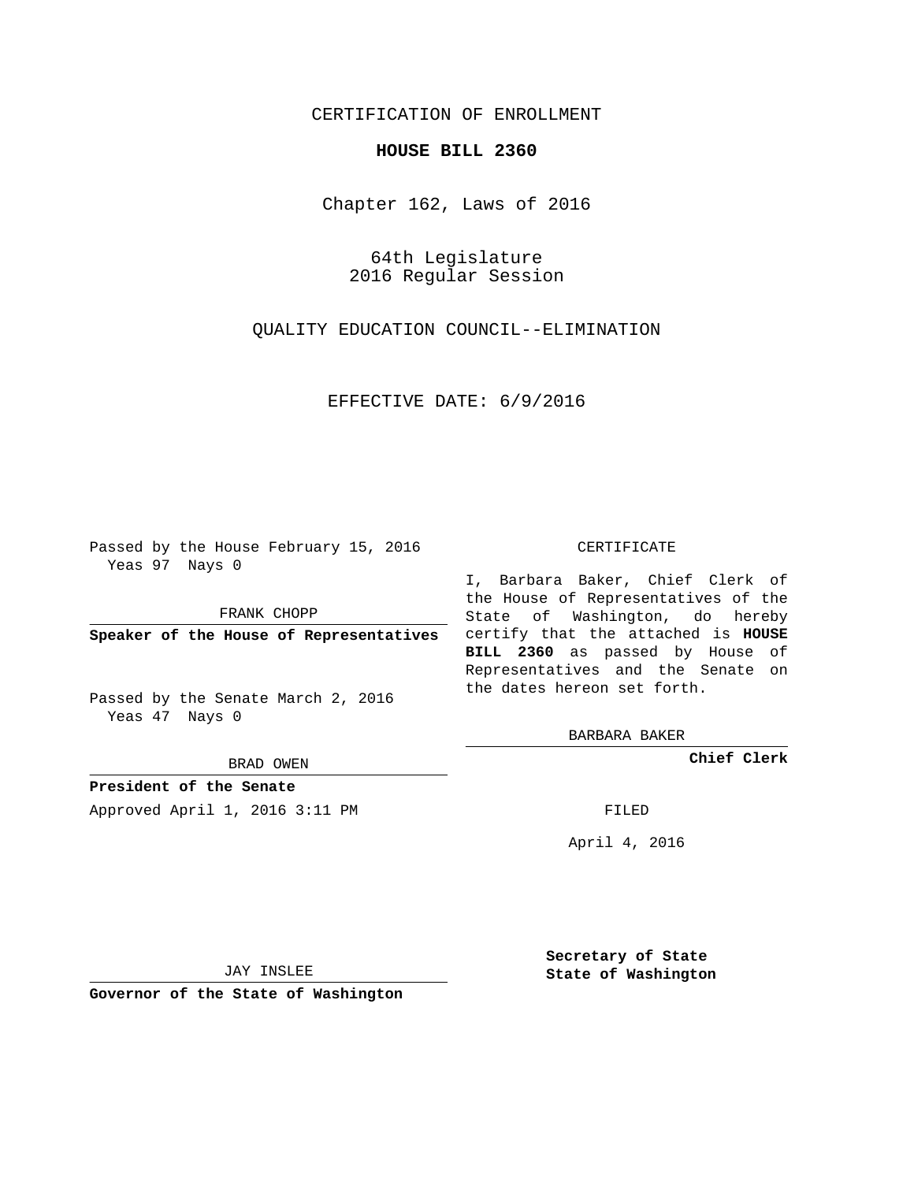CERTIFICATION OF ENROLLMENT

**HOUSE BILL 2360**

Chapter 162, Laws of 2016

64th Legislature
2016 Regular Session

QUALITY EDUCATION COUNCIL--ELIMINATION

EFFECTIVE DATE: 6/9/2016

Passed by the House February 15, 2016
Yeas 97 Nays 0

FRANK CHOPP

**Speaker of the House of Representatives**

Passed by the Senate March 2, 2016
Yeas 47 Nays 0

BRAD OWEN

**President of the Senate**

Approved April 1, 2016 3:11 PM

JAY INSLEE

**Governor of the State of Washington**

CERTIFICATE

I, Barbara Baker, Chief Clerk of the House of Representatives of the State of Washington, do hereby certify that the attached is **HOUSE BILL 2360** as passed by House of Representatives and the Senate on the dates hereon set forth.

BARBARA BAKER

**Chief Clerk**

FILED

April 4, 2016

**Secretary of State**
**State of Washington**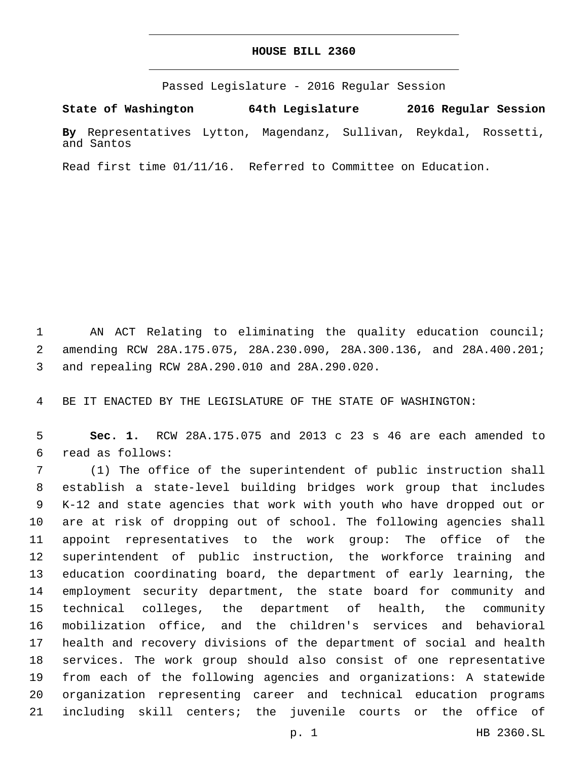# HOUSE BILL 2360

Passed Legislature - 2016 Regular Session

**State of Washington 64th Legislature 2016 Regular Session**

**By** Representatives Lytton, Magendanz, Sullivan, Reykdal, Rossetti, and Santos

Read first time 01/11/16. Referred to Committee on Education.

AN ACT Relating to eliminating the quality education council; amending RCW 28A.175.075, 28A.230.090, 28A.300.136, and 28A.400.201; and repealing RCW 28A.290.010 and 28A.290.020.

BE IT ENACTED BY THE LEGISLATURE OF THE STATE OF WASHINGTON:

**Sec. 1.** RCW 28A.175.075 and 2013 c 23 s 46 are each amended to read as follows:

(1) The office of the superintendent of public instruction shall establish a state-level building bridges work group that includes K-12 and state agencies that work with youth who have dropped out or are at risk of dropping out of school. The following agencies shall appoint representatives to the work group: The office of the superintendent of public instruction, the workforce training and education coordinating board, the department of early learning, the employment security department, the state board for community and technical colleges, the department of health, the community mobilization office, and the children's services and behavioral health and recovery divisions of the department of social and health services. The work group should also consist of one representative from each of the following agencies and organizations: A statewide organization representing career and technical education programs including skill centers; the juvenile courts or the office of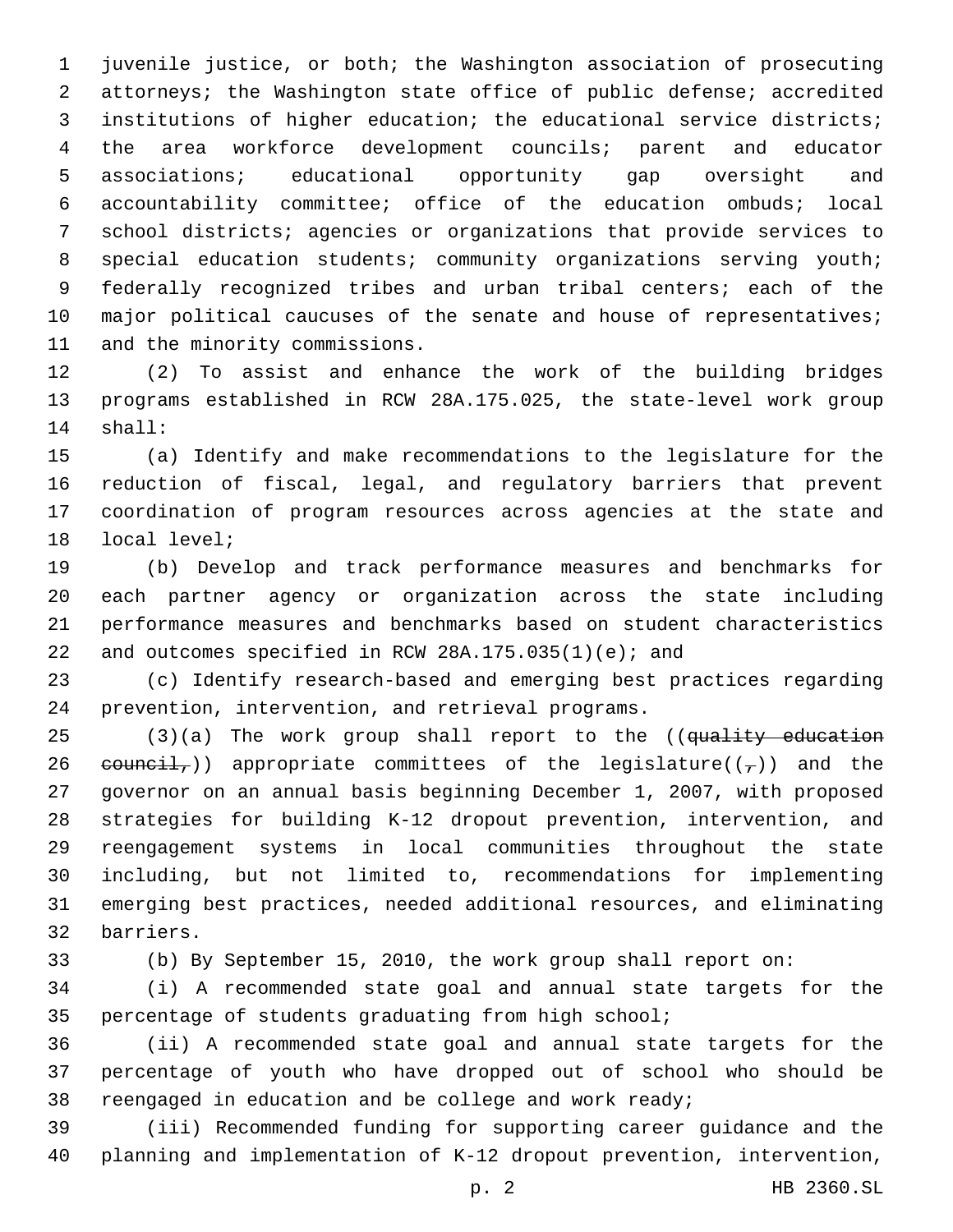juvenile justice, or both; the Washington association of prosecuting attorneys; the Washington state office of public defense; accredited institutions of higher education; the educational service districts; the area workforce development councils; parent and educator associations; educational opportunity gap oversight and accountability committee; office of the education ombuds; local school districts; agencies or organizations that provide services to special education students; community organizations serving youth; federally recognized tribes and urban tribal centers; each of the major political caucuses of the senate and house of representatives; and the minority commissions.

(2) To assist and enhance the work of the building bridges programs established in RCW 28A.175.025, the state-level work group shall:

(a) Identify and make recommendations to the legislature for the reduction of fiscal, legal, and regulatory barriers that prevent coordination of program resources across agencies at the state and local level;

(b) Develop and track performance measures and benchmarks for each partner agency or organization across the state including performance measures and benchmarks based on student characteristics and outcomes specified in RCW 28A.175.035(1)(e); and

(c) Identify research-based and emerging best practices regarding prevention, intervention, and retrieval programs.

(3)(a) The work group shall report to the ((~~quality education council,~~)) appropriate committees of the legislature((~~,~~)) and the governor on an annual basis beginning December 1, 2007, with proposed strategies for building K-12 dropout prevention, intervention, and reengagement systems in local communities throughout the state including, but not limited to, recommendations for implementing emerging best practices, needed additional resources, and eliminating barriers.

(b) By September 15, 2010, the work group shall report on:

(i) A recommended state goal and annual state targets for the percentage of students graduating from high school;

(ii) A recommended state goal and annual state targets for the percentage of youth who have dropped out of school who should be reengaged in education and be college and work ready;

(iii) Recommended funding for supporting career guidance and the planning and implementation of K-12 dropout prevention, intervention,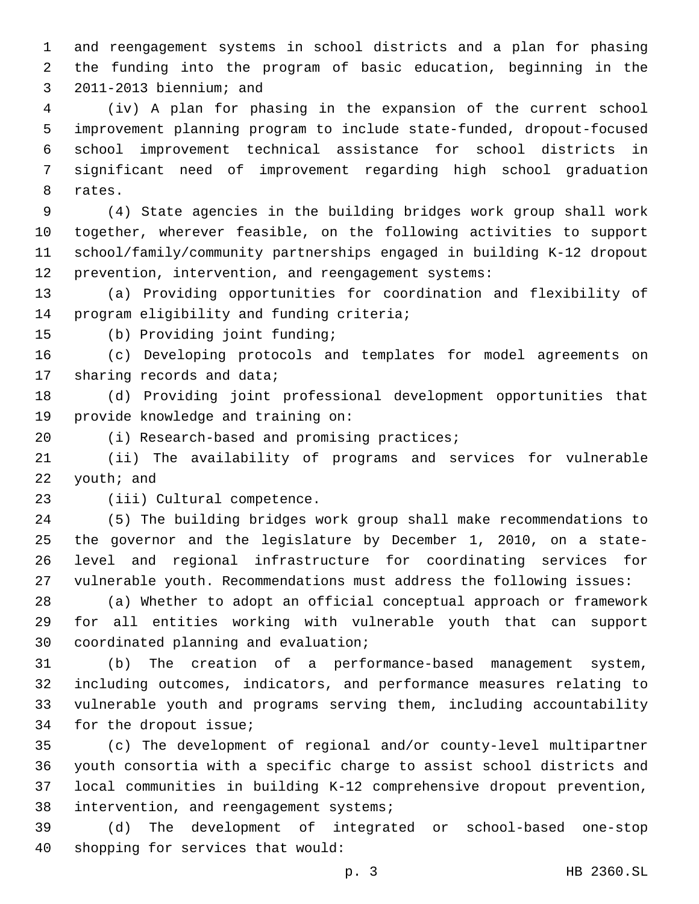and reengagement systems in school districts and a plan for phasing the funding into the program of basic education, beginning in the 2011-2013 biennium; and

(iv) A plan for phasing in the expansion of the current school improvement planning program to include state-funded, dropout-focused school improvement technical assistance for school districts in significant need of improvement regarding high school graduation rates.

(4) State agencies in the building bridges work group shall work together, wherever feasible, on the following activities to support school/family/community partnerships engaged in building K-12 dropout prevention, intervention, and reengagement systems:

(a) Providing opportunities for coordination and flexibility of program eligibility and funding criteria;

(b) Providing joint funding;

(c) Developing protocols and templates for model agreements on sharing records and data;

(d) Providing joint professional development opportunities that provide knowledge and training on:

(i) Research-based and promising practices;

(ii) The availability of programs and services for vulnerable youth; and

(iii) Cultural competence.

(5) The building bridges work group shall make recommendations to the governor and the legislature by December 1, 2010, on a state-level and regional infrastructure for coordinating services for vulnerable youth. Recommendations must address the following issues:

(a) Whether to adopt an official conceptual approach or framework for all entities working with vulnerable youth that can support coordinated planning and evaluation;

(b) The creation of a performance-based management system, including outcomes, indicators, and performance measures relating to vulnerable youth and programs serving them, including accountability for the dropout issue;

(c) The development of regional and/or county-level multipartner youth consortia with a specific charge to assist school districts and local communities in building K-12 comprehensive dropout prevention, intervention, and reengagement systems;

(d) The development of integrated or school-based one-stop shopping for services that would: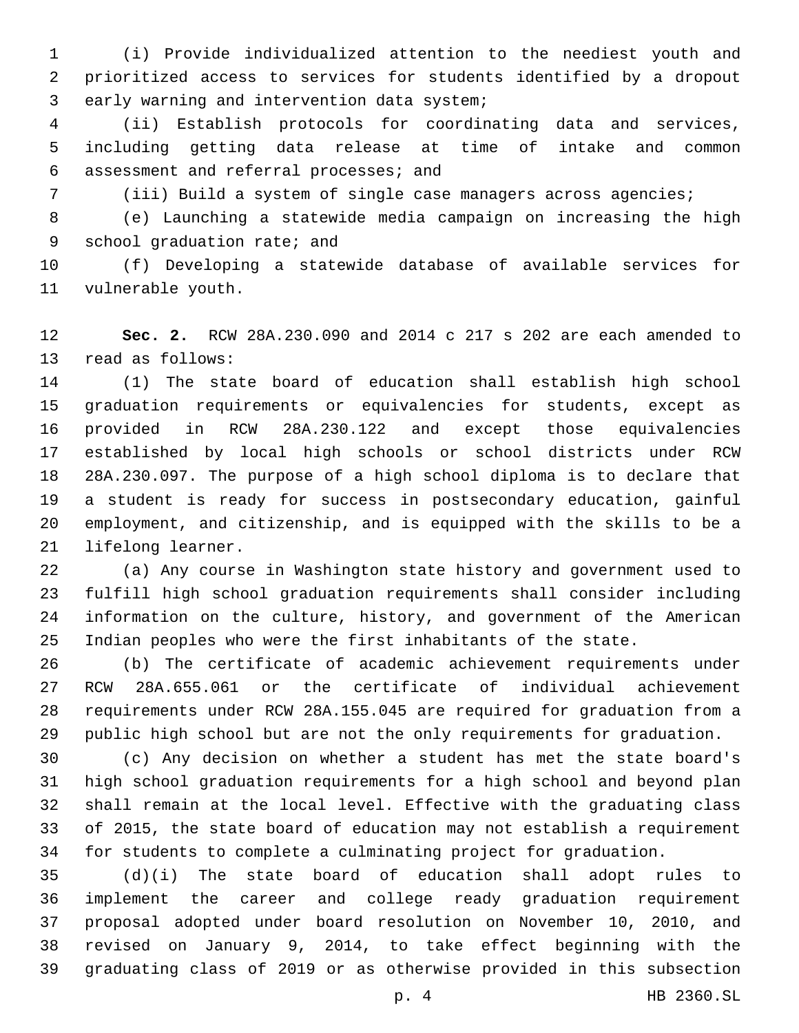(i) Provide individualized attention to the neediest youth and prioritized access to services for students identified by a dropout early warning and intervention data system;

(ii) Establish protocols for coordinating data and services, including getting data release at time of intake and common assessment and referral processes; and

(iii) Build a system of single case managers across agencies;

(e) Launching a statewide media campaign on increasing the high school graduation rate; and

(f) Developing a statewide database of available services for vulnerable youth.

**Sec. 2.** RCW 28A.230.090 and 2014 c 217 s 202 are each amended to read as follows:

(1) The state board of education shall establish high school graduation requirements or equivalencies for students, except as provided in RCW 28A.230.122 and except those equivalencies established by local high schools or school districts under RCW 28A.230.097. The purpose of a high school diploma is to declare that a student is ready for success in postsecondary education, gainful employment, and citizenship, and is equipped with the skills to be a lifelong learner.

(a) Any course in Washington state history and government used to fulfill high school graduation requirements shall consider including information on the culture, history, and government of the American Indian peoples who were the first inhabitants of the state.

(b) The certificate of academic achievement requirements under RCW 28A.655.061 or the certificate of individual achievement requirements under RCW 28A.155.045 are required for graduation from a public high school but are not the only requirements for graduation.

(c) Any decision on whether a student has met the state board's high school graduation requirements for a high school and beyond plan shall remain at the local level. Effective with the graduating class of 2015, the state board of education may not establish a requirement for students to complete a culminating project for graduation.

(d)(i) The state board of education shall adopt rules to implement the career and college ready graduation requirement proposal adopted under board resolution on November 10, 2010, and revised on January 9, 2014, to take effect beginning with the graduating class of 2019 or as otherwise provided in this subsection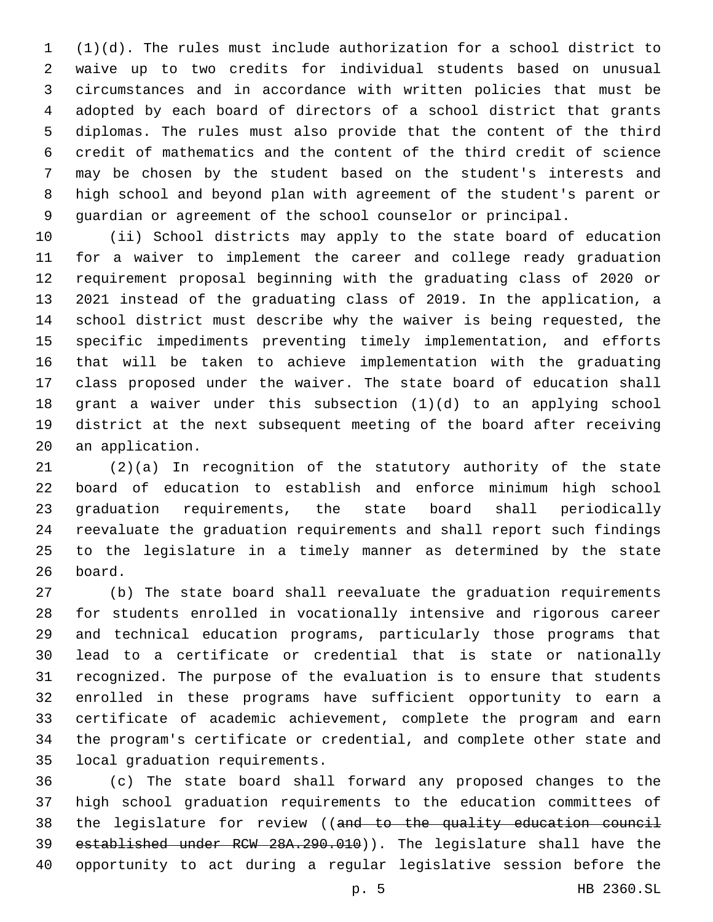(1)(d). The rules must include authorization for a school district to waive up to two credits for individual students based on unusual circumstances and in accordance with written policies that must be adopted by each board of directors of a school district that grants diplomas. The rules must also provide that the content of the third credit of mathematics and the content of the third credit of science may be chosen by the student based on the student's interests and high school and beyond plan with agreement of the student's parent or guardian or agreement of the school counselor or principal.

(ii) School districts may apply to the state board of education for a waiver to implement the career and college ready graduation requirement proposal beginning with the graduating class of 2020 or 2021 instead of the graduating class of 2019. In the application, a school district must describe why the waiver is being requested, the specific impediments preventing timely implementation, and efforts that will be taken to achieve implementation with the graduating class proposed under the waiver. The state board of education shall grant a waiver under this subsection (1)(d) to an applying school district at the next subsequent meeting of the board after receiving an application.

(2)(a) In recognition of the statutory authority of the state board of education to establish and enforce minimum high school graduation requirements, the state board shall periodically reevaluate the graduation requirements and shall report such findings to the legislature in a timely manner as determined by the state board.

(b) The state board shall reevaluate the graduation requirements for students enrolled in vocationally intensive and rigorous career and technical education programs, particularly those programs that lead to a certificate or credential that is state or nationally recognized. The purpose of the evaluation is to ensure that students enrolled in these programs have sufficient opportunity to earn a certificate of academic achievement, complete the program and earn the program's certificate or credential, and complete other state and local graduation requirements.

(c) The state board shall forward any proposed changes to the high school graduation requirements to the education committees of the legislature for review ((~~and to the quality education council established under RCW 28A.290.010~~)). The legislature shall have the opportunity to act during a regular legislative session before the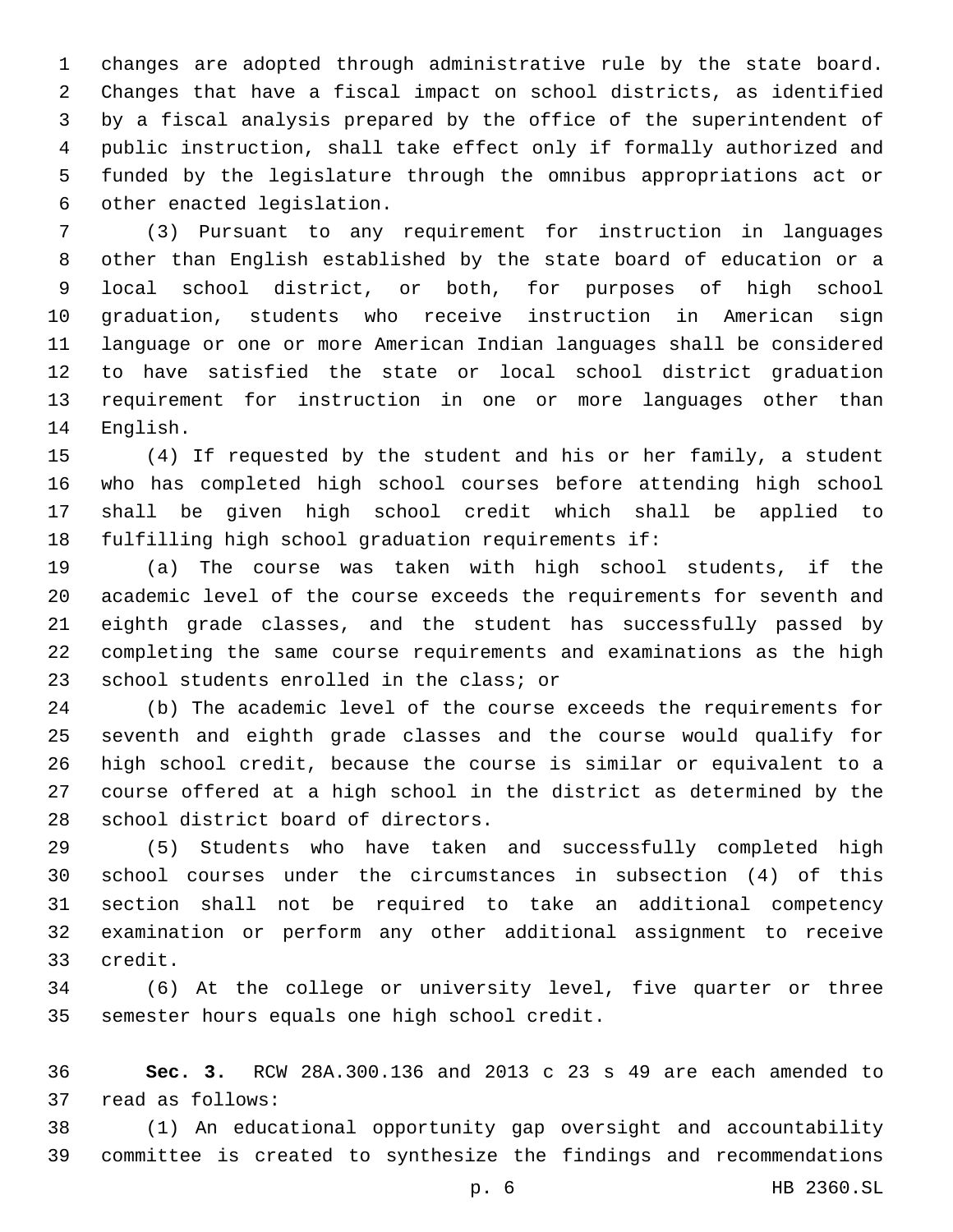changes are adopted through administrative rule by the state board. Changes that have a fiscal impact on school districts, as identified by a fiscal analysis prepared by the office of the superintendent of public instruction, shall take effect only if formally authorized and funded by the legislature through the omnibus appropriations act or other enacted legislation.

(3) Pursuant to any requirement for instruction in languages other than English established by the state board of education or a local school district, or both, for purposes of high school graduation, students who receive instruction in American sign language or one or more American Indian languages shall be considered to have satisfied the state or local school district graduation requirement for instruction in one or more languages other than English.

(4) If requested by the student and his or her family, a student who has completed high school courses before attending high school shall be given high school credit which shall be applied to fulfilling high school graduation requirements if:

(a) The course was taken with high school students, if the academic level of the course exceeds the requirements for seventh and eighth grade classes, and the student has successfully passed by completing the same course requirements and examinations as the high school students enrolled in the class; or

(b) The academic level of the course exceeds the requirements for seventh and eighth grade classes and the course would qualify for high school credit, because the course is similar or equivalent to a course offered at a high school in the district as determined by the school district board of directors.

(5) Students who have taken and successfully completed high school courses under the circumstances in subsection (4) of this section shall not be required to take an additional competency examination or perform any other additional assignment to receive credit.

(6) At the college or university level, five quarter or three semester hours equals one high school credit.

**Sec. 3.** RCW 28A.300.136 and 2013 c 23 s 49 are each amended to read as follows:

(1) An educational opportunity gap oversight and accountability committee is created to synthesize the findings and recommendations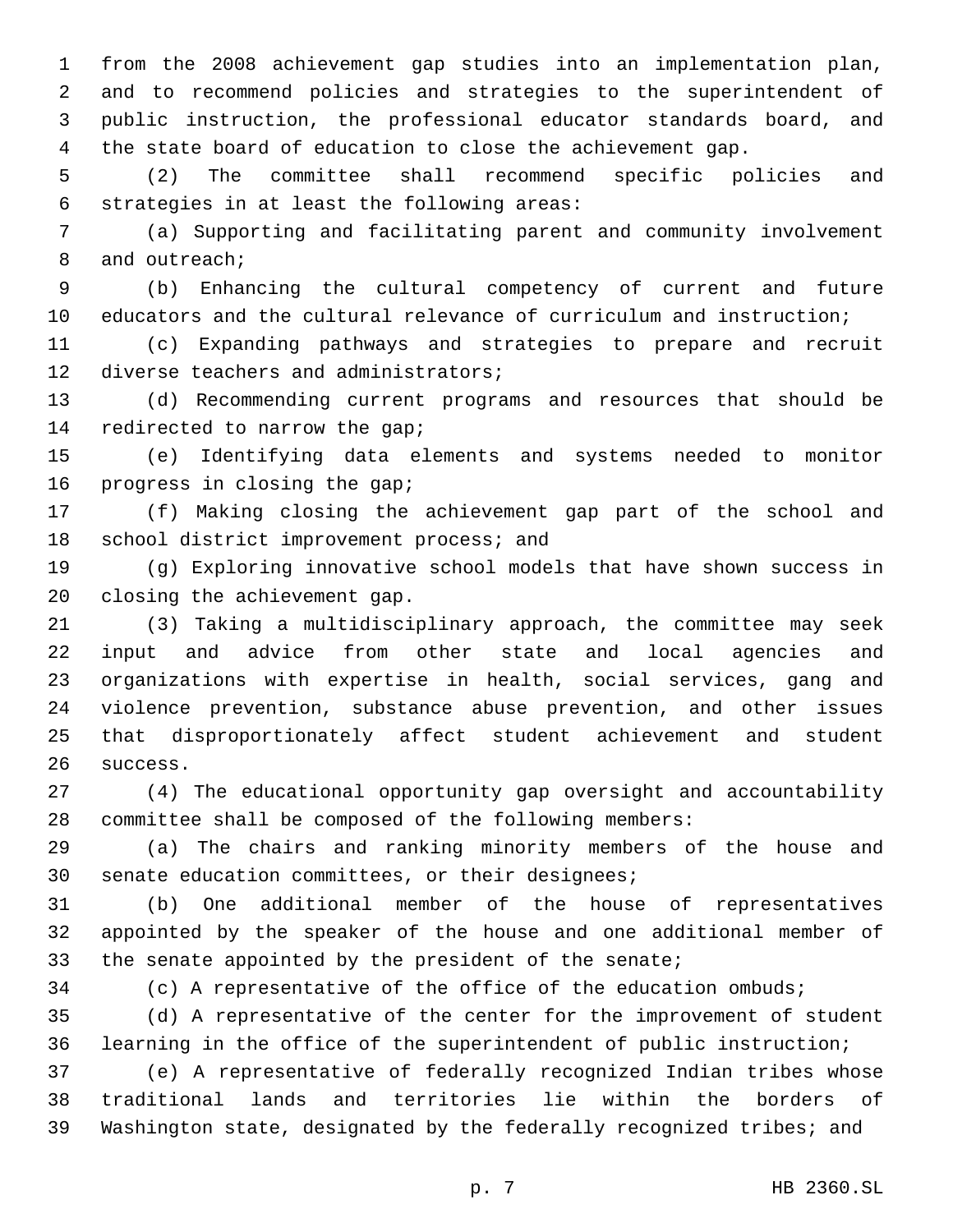from the 2008 achievement gap studies into an implementation plan, and to recommend policies and strategies to the superintendent of public instruction, the professional educator standards board, and the state board of education to close the achievement gap.

(2) The committee shall recommend specific policies and strategies in at least the following areas:

(a) Supporting and facilitating parent and community involvement and outreach;

(b) Enhancing the cultural competency of current and future educators and the cultural relevance of curriculum and instruction;

(c) Expanding pathways and strategies to prepare and recruit diverse teachers and administrators;

(d) Recommending current programs and resources that should be redirected to narrow the gap;

(e) Identifying data elements and systems needed to monitor progress in closing the gap;

(f) Making closing the achievement gap part of the school and school district improvement process; and

(g) Exploring innovative school models that have shown success in closing the achievement gap.

(3) Taking a multidisciplinary approach, the committee may seek input and advice from other state and local agencies and organizations with expertise in health, social services, gang and violence prevention, substance abuse prevention, and other issues that disproportionately affect student achievement and student success.

(4) The educational opportunity gap oversight and accountability committee shall be composed of the following members:

(a) The chairs and ranking minority members of the house and senate education committees, or their designees;

(b) One additional member of the house of representatives appointed by the speaker of the house and one additional member of the senate appointed by the president of the senate;

(c) A representative of the office of the education ombuds;

(d) A representative of the center for the improvement of student learning in the office of the superintendent of public instruction;

(e) A representative of federally recognized Indian tribes whose traditional lands and territories lie within the borders of Washington state, designated by the federally recognized tribes; and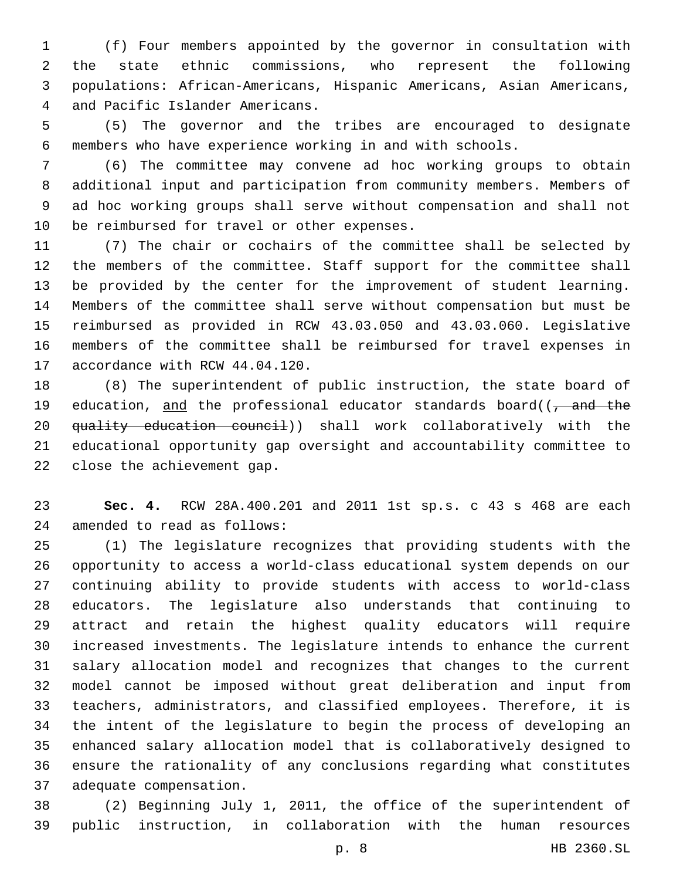(f) Four members appointed by the governor in consultation with the state ethnic commissions, who represent the following populations: African-Americans, Hispanic Americans, Asian Americans, and Pacific Islander Americans.

(5) The governor and the tribes are encouraged to designate members who have experience working in and with schools.

(6) The committee may convene ad hoc working groups to obtain additional input and participation from community members. Members of ad hoc working groups shall serve without compensation and shall not be reimbursed for travel or other expenses.

(7) The chair or cochairs of the committee shall be selected by the members of the committee. Staff support for the committee shall be provided by the center for the improvement of student learning. Members of the committee shall serve without compensation but must be reimbursed as provided in RCW 43.03.050 and 43.03.060. Legislative members of the committee shall be reimbursed for travel expenses in accordance with RCW 44.04.120.

(8) The superintendent of public instruction, the state board of education, <u>and</u> the professional educator standards board((~~, and the quality education council~~)) shall work collaboratively with the educational opportunity gap oversight and accountability committee to close the achievement gap.

**Sec. 4.** RCW 28A.400.201 and 2011 1st sp.s. c 43 s 468 are each amended to read as follows:

(1) The legislature recognizes that providing students with the opportunity to access a world-class educational system depends on our continuing ability to provide students with access to world-class educators. The legislature also understands that continuing to attract and retain the highest quality educators will require increased investments. The legislature intends to enhance the current salary allocation model and recognizes that changes to the current model cannot be imposed without great deliberation and input from teachers, administrators, and classified employees. Therefore, it is the intent of the legislature to begin the process of developing an enhanced salary allocation model that is collaboratively designed to ensure the rationality of any conclusions regarding what constitutes adequate compensation.

(2) Beginning July 1, 2011, the office of the superintendent of public instruction, in collaboration with the human resources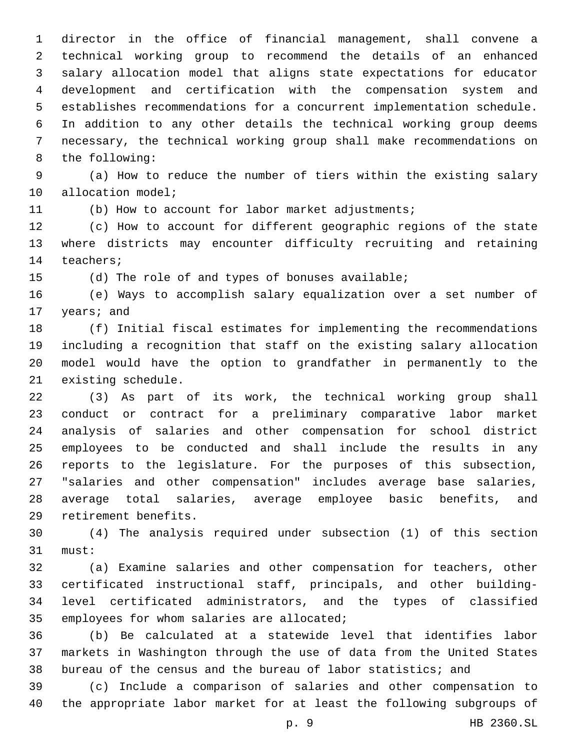director in the office of financial management, shall convene a technical working group to recommend the details of an enhanced salary allocation model that aligns state expectations for educator development and certification with the compensation system and establishes recommendations for a concurrent implementation schedule. In addition to any other details the technical working group deems necessary, the technical working group shall make recommendations on the following:

(a) How to reduce the number of tiers within the existing salary allocation model;

(b) How to account for labor market adjustments;

(c) How to account for different geographic regions of the state where districts may encounter difficulty recruiting and retaining teachers;

(d) The role of and types of bonuses available;

(e) Ways to accomplish salary equalization over a set number of years; and

(f) Initial fiscal estimates for implementing the recommendations including a recognition that staff on the existing salary allocation model would have the option to grandfather in permanently to the existing schedule.

(3) As part of its work, the technical working group shall conduct or contract for a preliminary comparative labor market analysis of salaries and other compensation for school district employees to be conducted and shall include the results in any reports to the legislature. For the purposes of this subsection, "salaries and other compensation" includes average base salaries, average total salaries, average employee basic benefits, and retirement benefits.

(4) The analysis required under subsection (1) of this section must:

(a) Examine salaries and other compensation for teachers, other certificated instructional staff, principals, and other building-level certificated administrators, and the types of classified employees for whom salaries are allocated;

(b) Be calculated at a statewide level that identifies labor markets in Washington through the use of data from the United States bureau of the census and the bureau of labor statistics; and

(c) Include a comparison of salaries and other compensation to the appropriate labor market for at least the following subgroups of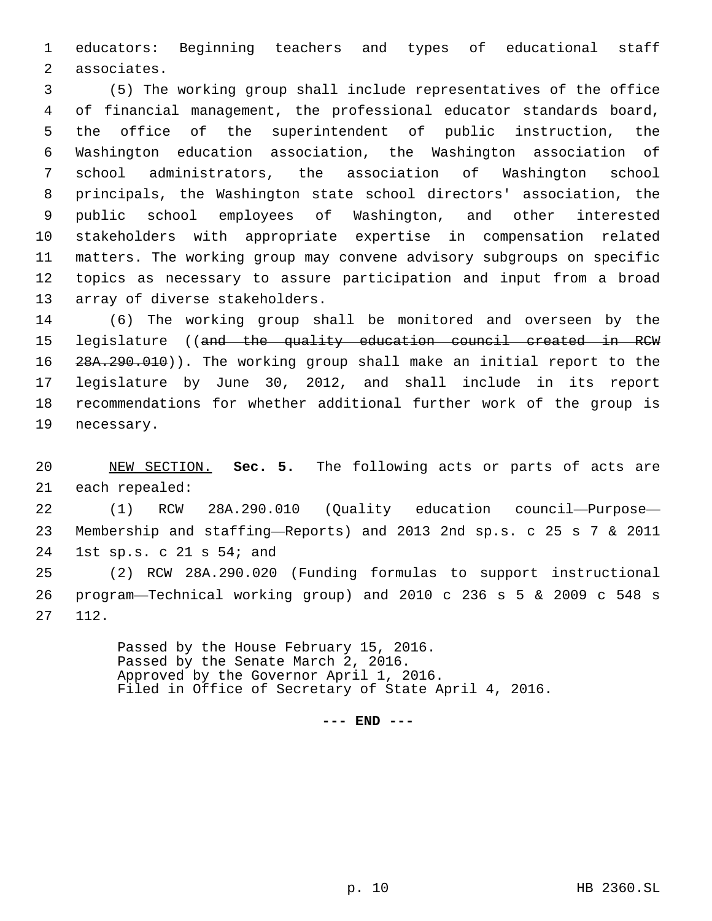educators: Beginning teachers and types of educational staff associates.

(5) The working group shall include representatives of the office of financial management, the professional educator standards board, the office of the superintendent of public instruction, the Washington education association, the Washington association of school administrators, the association of Washington school principals, the Washington state school directors' association, the public school employees of Washington, and other interested stakeholders with appropriate expertise in compensation related matters. The working group may convene advisory subgroups on specific topics as necessary to assure participation and input from a broad array of diverse stakeholders.

(6) The working group shall be monitored and overseen by the legislature ((~~and the quality education council created in RCW 28A.290.010~~)). The working group shall make an initial report to the legislature by June 30, 2012, and shall include in its report recommendations for whether additional further work of the group is necessary.

NEW SECTION. **Sec. 5.** The following acts or parts of acts are each repealed:

(1) RCW 28A.290.010 (Quality education council—Purpose—Membership and staffing—Reports) and 2013 2nd sp.s. c 25 s 7 & 2011 1st sp.s. c 21 s 54; and

(2) RCW 28A.290.020 (Funding formulas to support instructional program—Technical working group) and 2010 c 236 s 5 & 2009 c 548 s 112.

Passed by the House February 15, 2016.
Passed by the Senate March 2, 2016.
Approved by the Governor April 1, 2016.
Filed in Office of Secretary of State April 4, 2016.

**--- END ---**